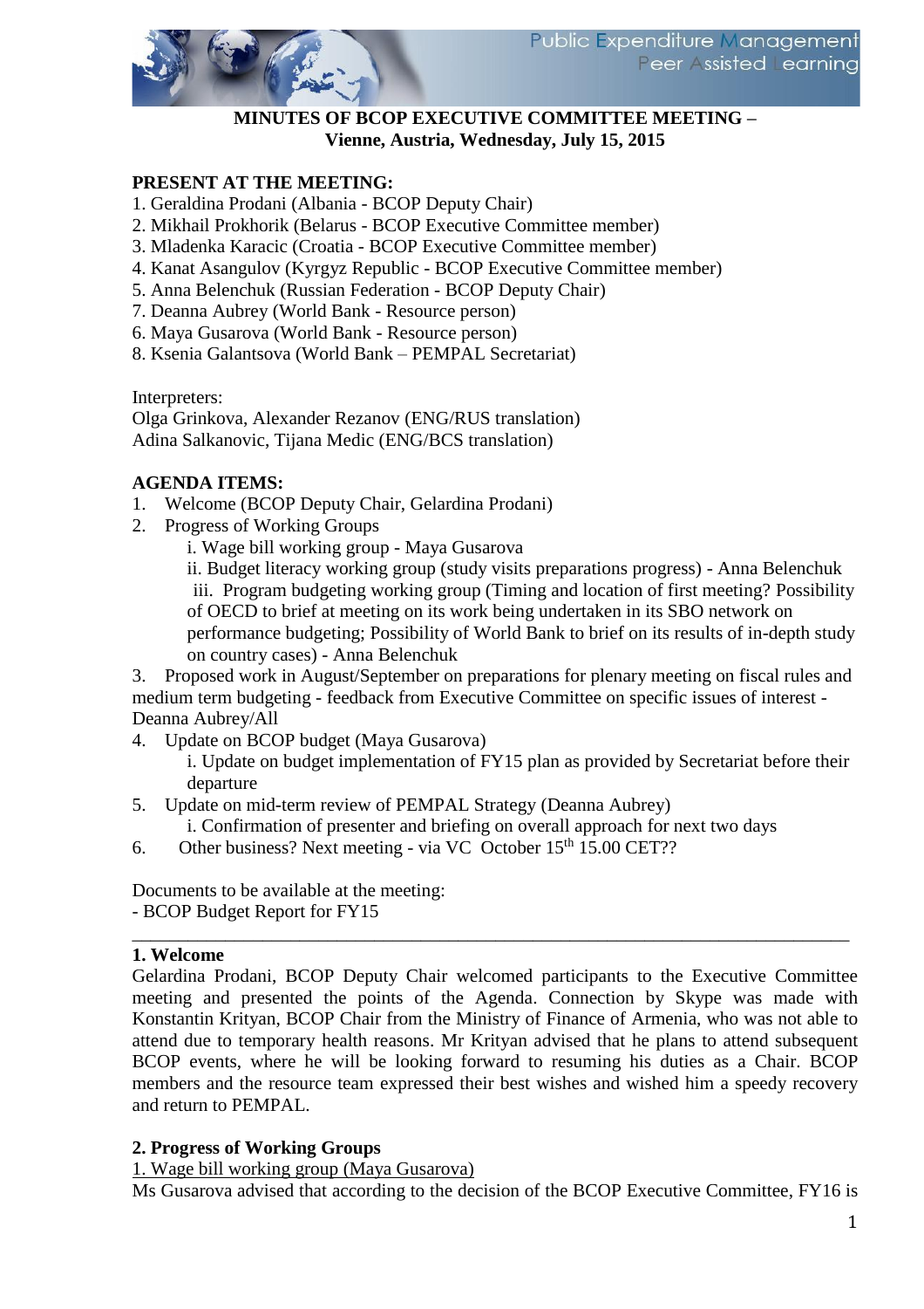# MINUTES OF BCOP EXECUTIVE COMMITTEE MEETING – Vienne, Austria, Wednesday, July 15, 2015

**PRESENT AT THE MEETING:**

1. Geraldina Prodani (Albania - BCOP Deputy Chair)
2. Mikhail Prokhorik (Belarus - BCOP Executive Committee member)
3. Mladenka Karacic (Croatia - BCOP Executive Committee member)
4. Kanat Asangulov (Kyrgyz Republic - BCOP Executive Committee member)
5. Anna Belenchuk (Russian Federation - BCOP Deputy Chair)
7. Deanna Aubrey (World Bank - Resource person)
6. Maya Gusarova (World Bank - Resource person)
8. Ksenia Galantsova (World Bank – PEMPAL Secretariat)

Interpreters:
Olga Grinkova, Alexander Rezanov (ENG/RUS translation)
Adina Salkanovic, Tijana Medic (ENG/BCS translation)

**AGENDA ITEMS:**

1. Welcome (BCOP Deputy Chair, Gelardina Prodani)
2. Progress of Working Groups
   i. Wage bill working group - Maya Gusarova
   ii. Budget literacy working group (study visits preparations progress) - Anna Belenchuk
   iii. Program budgeting working group (Timing and location of first meeting? Possibility of OECD to brief at meeting on its work being undertaken in its SBO network on performance budgeting; Possibility of World Bank to brief on its results of in-depth study on country cases) - Anna Belenchuk
3. Proposed work in August/September on preparations for plenary meeting on fiscal rules and medium term budgeting - feedback from Executive Committee on specific issues of interest - Deanna Aubrey/All
4. Update on BCOP budget (Maya Gusarova)
   i. Update on budget implementation of FY15 plan as provided by Secretariat before their departure
5. Update on mid-term review of PEMPAL Strategy (Deanna Aubrey)
   i. Confirmation of presenter and briefing on overall approach for next two days
6. Other business? Next meeting - via VC October 15th 15.00 CET??

Documents to be available at the meeting:
- BCOP Budget Report for FY15

---

**1. Welcome**

Gelardina Prodani, BCOP Deputy Chair welcomed participants to the Executive Committee meeting and presented the points of the Agenda. Connection by Skype was made with Konstantin Krityan, BCOP Chair from the Ministry of Finance of Armenia, who was not able to attend due to temporary health reasons. Mr Krityan advised that he plans to attend subsequent BCOP events, where he will be looking forward to resuming his duties as a Chair. BCOP members and the resource team expressed their best wishes and wished him a speedy recovery and return to PEMPAL.

**2. Progress of Working Groups**

1. Wage bill working group (Maya Gusarova)

Ms Gusarova advised that according to the decision of the BCOP Executive Committee, FY16 is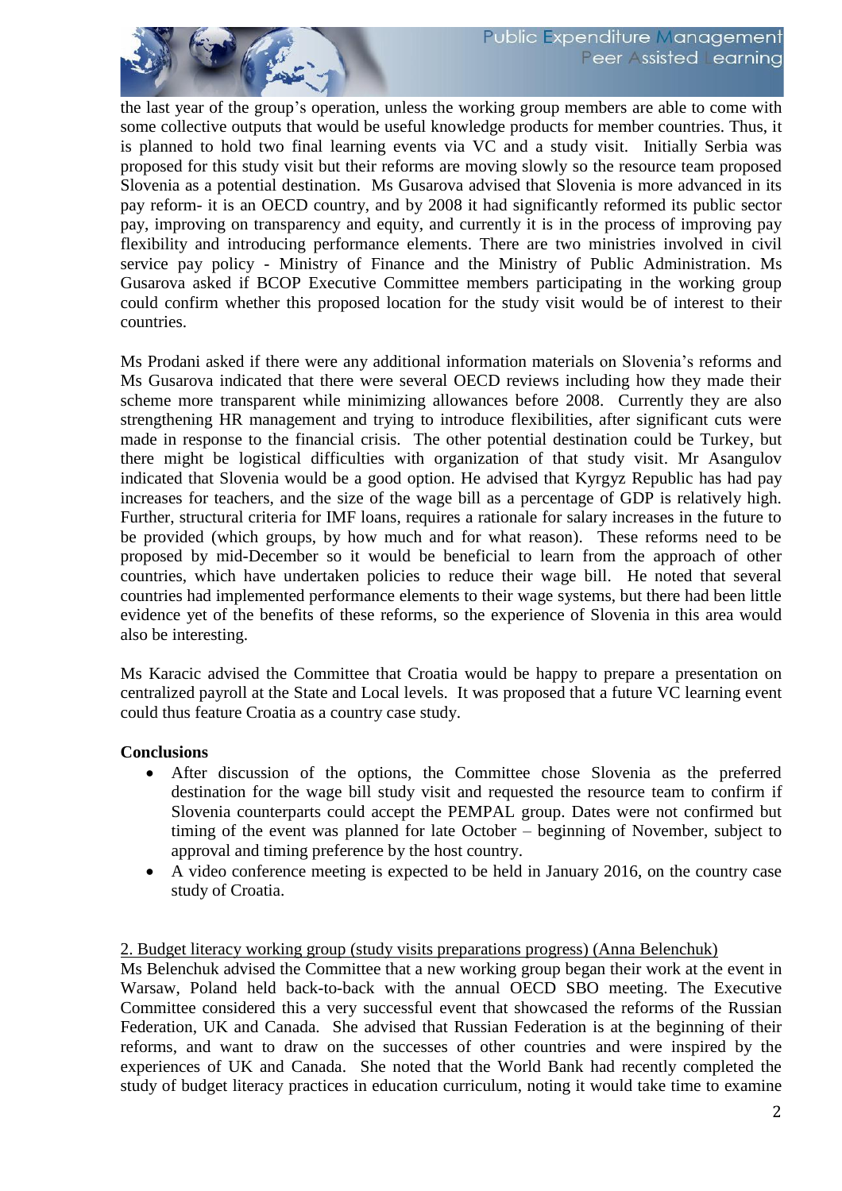the last year of the group's operation, unless the working group members are able to come with some collective outputs that would be useful knowledge products for member countries. Thus, it is planned to hold two final learning events via VC and a study visit. Initially Serbia was proposed for this study visit but their reforms are moving slowly so the resource team proposed Slovenia as a potential destination. Ms Gusarova advised that Slovenia is more advanced in its pay reform- it is an OECD country, and by 2008 it had significantly reformed its public sector pay, improving on transparency and equity, and currently it is in the process of improving pay flexibility and introducing performance elements. There are two ministries involved in civil service pay policy - Ministry of Finance and the Ministry of Public Administration. Ms Gusarova asked if BCOP Executive Committee members participating in the working group could confirm whether this proposed location for the study visit would be of interest to their countries.

Ms Prodani asked if there were any additional information materials on Slovenia's reforms and Ms Gusarova indicated that there were several OECD reviews including how they made their scheme more transparent while minimizing allowances before 2008. Currently they are also strengthening HR management and trying to introduce flexibilities, after significant cuts were made in response to the financial crisis. The other potential destination could be Turkey, but there might be logistical difficulties with organization of that study visit. Mr Asangulov indicated that Slovenia would be a good option. He advised that Kyrgyz Republic has had pay increases for teachers, and the size of the wage bill as a percentage of GDP is relatively high. Further, structural criteria for IMF loans, requires a rationale for salary increases in the future to be provided (which groups, by how much and for what reason). These reforms need to be proposed by mid-December so it would be beneficial to learn from the approach of other countries, which have undertaken policies to reduce their wage bill. He noted that several countries had implemented performance elements to their wage systems, but there had been little evidence yet of the benefits of these reforms, so the experience of Slovenia in this area would also be interesting.

Ms Karacic advised the Committee that Croatia would be happy to prepare a presentation on centralized payroll at the State and Local levels. It was proposed that a future VC learning event could thus feature Croatia as a country case study.

**Conclusions**

- After discussion of the options, the Committee chose Slovenia as the preferred destination for the wage bill study visit and requested the resource team to confirm if Slovenia counterparts could accept the PEMPAL group. Dates were not confirmed but timing of the event was planned for late October – beginning of November, subject to approval and timing preference by the host country.
- A video conference meeting is expected to be held in January 2016, on the country case study of Croatia.

<u>2. Budget literacy working group (study visits preparations progress) (Anna Belenchuk)</u>

Ms Belenchuk advised the Committee that a new working group began their work at the event in Warsaw, Poland held back-to-back with the annual OECD SBO meeting. The Executive Committee considered this a very successful event that showcased the reforms of the Russian Federation, UK and Canada. She advised that Russian Federation is at the beginning of their reforms, and want to draw on the successes of other countries and were inspired by the experiences of UK and Canada. She noted that the World Bank had recently completed the study of budget literacy practices in education curriculum, noting it would take time to examine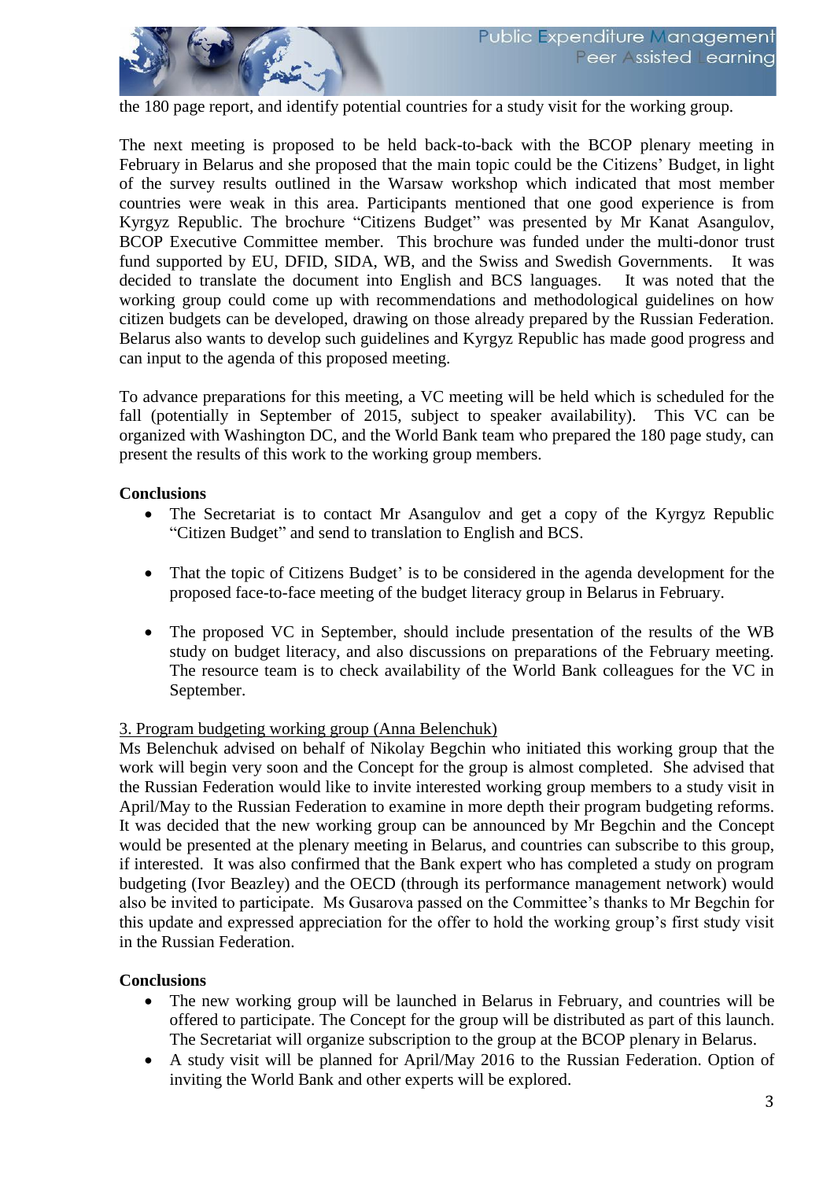the 180 page report, and identify potential countries for a study visit for the working group.

The next meeting is proposed to be held back-to-back with the BCOP plenary meeting in February in Belarus and she proposed that the main topic could be the Citizens' Budget, in light of the survey results outlined in the Warsaw workshop which indicated that most member countries were weak in this area. Participants mentioned that one good experience is from Kyrgyz Republic. The brochure "Citizens Budget" was presented by Mr Kanat Asangulov, BCOP Executive Committee member. This brochure was funded under the multi-donor trust fund supported by EU, DFID, SIDA, WB, and the Swiss and Swedish Governments. It was decided to translate the document into English and BCS languages. It was noted that the working group could come up with recommendations and methodological guidelines on how citizen budgets can be developed, drawing on those already prepared by the Russian Federation. Belarus also wants to develop such guidelines and Kyrgyz Republic has made good progress and can input to the agenda of this proposed meeting.

To advance preparations for this meeting, a VC meeting will be held which is scheduled for the fall (potentially in September of 2015, subject to speaker availability). This VC can be organized with Washington DC, and the World Bank team who prepared the 180 page study, can present the results of this work to the working group members.

**Conclusions**

- The Secretariat is to contact Mr Asangulov and get a copy of the Kyrgyz Republic "Citizen Budget" and send to translation to English and BCS.
- That the topic of Citizens Budget' is to be considered in the agenda development for the proposed face-to-face meeting of the budget literacy group in Belarus in February.
- The proposed VC in September, should include presentation of the results of the WB study on budget literacy, and also discussions on preparations of the February meeting. The resource team is to check availability of the World Bank colleagues for the VC in September.

3. Program budgeting working group (Anna Belenchuk)

Ms Belenchuk advised on behalf of Nikolay Begchin who initiated this working group that the work will begin very soon and the Concept for the group is almost completed. She advised that the Russian Federation would like to invite interested working group members to a study visit in April/May to the Russian Federation to examine in more depth their program budgeting reforms. It was decided that the new working group can be announced by Mr Begchin and the Concept would be presented at the plenary meeting in Belarus, and countries can subscribe to this group, if interested. It was also confirmed that the Bank expert who has completed a study on program budgeting (Ivor Beazley) and the OECD (through its performance management network) would also be invited to participate. Ms Gusarova passed on the Committee's thanks to Mr Begchin for this update and expressed appreciation for the offer to hold the working group's first study visit in the Russian Federation.

**Conclusions**

- The new working group will be launched in Belarus in February, and countries will be offered to participate. The Concept for the group will be distributed as part of this launch. The Secretariat will organize subscription to the group at the BCOP plenary in Belarus.
- A study visit will be planned for April/May 2016 to the Russian Federation. Option of inviting the World Bank and other experts will be explored.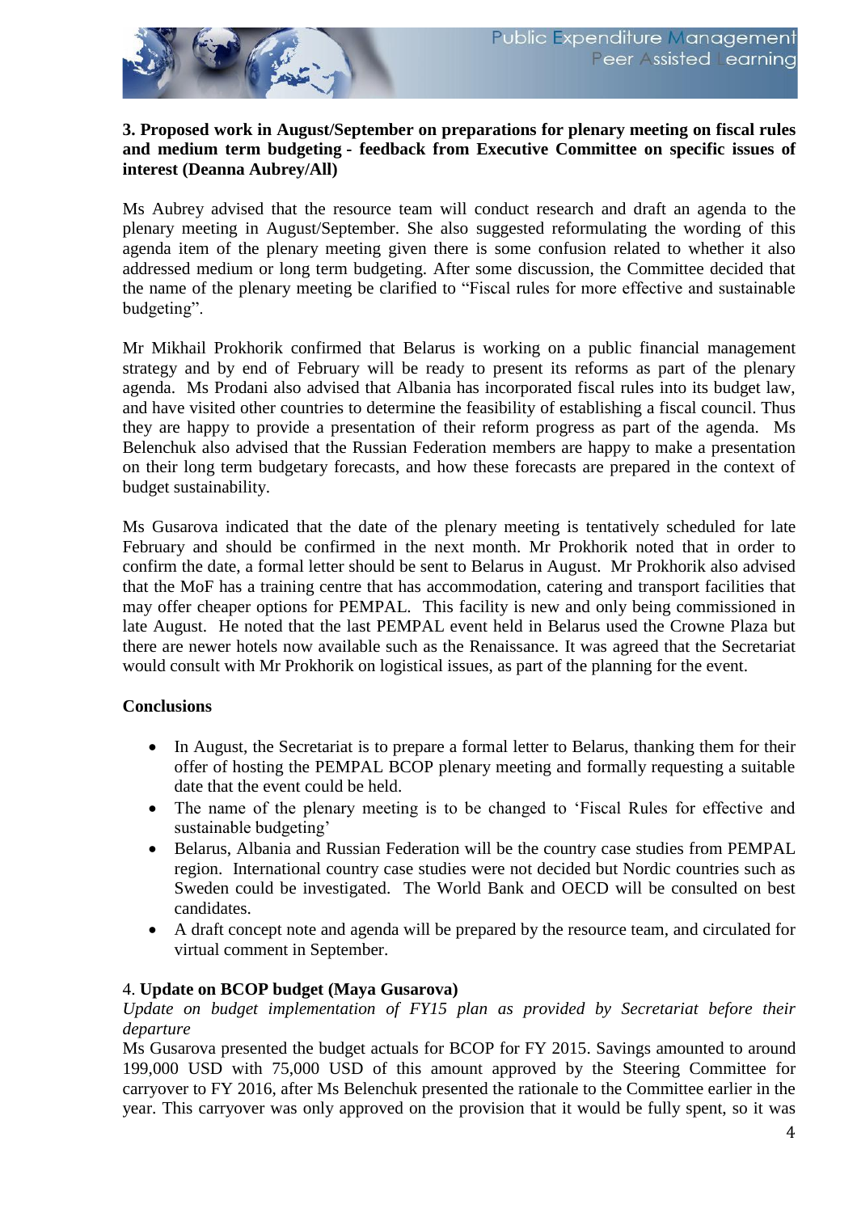**3. Proposed work in August/September on preparations for plenary meeting on fiscal rules and medium term budgeting - feedback from Executive Committee on specific issues of interest (Deanna Aubrey/All)**

Ms Aubrey advised that the resource team will conduct research and draft an agenda to the plenary meeting in August/September. She also suggested reformulating the wording of this agenda item of the plenary meeting given there is some confusion related to whether it also addressed medium or long term budgeting. After some discussion, the Committee decided that the name of the plenary meeting be clarified to "Fiscal rules for more effective and sustainable budgeting".

Mr Mikhail Prokhorik confirmed that Belarus is working on a public financial management strategy and by end of February will be ready to present its reforms as part of the plenary agenda. Ms Prodani also advised that Albania has incorporated fiscal rules into its budget law, and have visited other countries to determine the feasibility of establishing a fiscal council. Thus they are happy to provide a presentation of their reform progress as part of the agenda. Ms Belenchuk also advised that the Russian Federation members are happy to make a presentation on their long term budgetary forecasts, and how these forecasts are prepared in the context of budget sustainability.

Ms Gusarova indicated that the date of the plenary meeting is tentatively scheduled for late February and should be confirmed in the next month. Mr Prokhorik noted that in order to confirm the date, a formal letter should be sent to Belarus in August. Mr Prokhorik also advised that the MoF has a training centre that has accommodation, catering and transport facilities that may offer cheaper options for PEMPAL. This facility is new and only being commissioned in late August. He noted that the last PEMPAL event held in Belarus used the Crowne Plaza but there are newer hotels now available such as the Renaissance. It was agreed that the Secretariat would consult with Mr Prokhorik on logistical issues, as part of the planning for the event.

**Conclusions**

- In August, the Secretariat is to prepare a formal letter to Belarus, thanking them for their offer of hosting the PEMPAL BCOP plenary meeting and formally requesting a suitable date that the event could be held.
- The name of the plenary meeting is to be changed to 'Fiscal Rules for effective and sustainable budgeting'
- Belarus, Albania and Russian Federation will be the country case studies from PEMPAL region. International country case studies were not decided but Nordic countries such as Sweden could be investigated. The World Bank and OECD will be consulted on best candidates.
- A draft concept note and agenda will be prepared by the resource team, and circulated for virtual comment in September.

4. **Update on BCOP budget (Maya Gusarova)**

*Update on budget implementation of FY15 plan as provided by Secretariat before their departure*

Ms Gusarova presented the budget actuals for BCOP for FY 2015. Savings amounted to around 199,000 USD with 75,000 USD of this amount approved by the Steering Committee for carryover to FY 2016, after Ms Belenchuk presented the rationale to the Committee earlier in the year. This carryover was only approved on the provision that it would be fully spent, so it was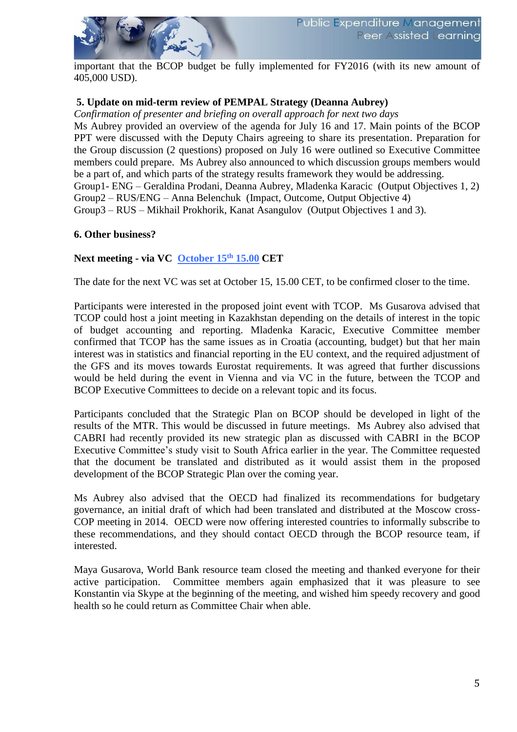important that the BCOP budget be fully implemented for FY2016 (with its new amount of 405,000 USD).

**5. Update on mid-term review of PEMPAL Strategy (Deanna Aubrey)**

*Confirmation of presenter and briefing on overall approach for next two days*

Ms Aubrey provided an overview of the agenda for July 16 and 17. Main points of the BCOP PPT were discussed with the Deputy Chairs agreeing to share its presentation. Preparation for the Group discussion (2 questions) proposed on July 16 were outlined so Executive Committee members could prepare. Ms Aubrey also announced to which discussion groups members would be a part of, and which parts of the strategy results framework they would be addressing.

Group1- ENG – Geraldina Prodani, Deanna Aubrey, Mladenka Karacic (Output Objectives 1, 2)
Group2 – RUS/ENG – Anna Belenchuk (Impact, Outcome, Output Objective 4)
Group3 – RUS – Mikhail Prokhorik, Kanat Asangulov (Output Objectives 1 and 3).

**6. Other business?**

**Next meeting - via VC** [October 15th 15.00] **CET**

The date for the next VC was set at October 15, 15.00 CET, to be confirmed closer to the time.

Participants were interested in the proposed joint event with TCOP. Ms Gusarova advised that TCOP could host a joint meeting in Kazakhstan depending on the details of interest in the topic of budget accounting and reporting. Mladenka Karacic, Executive Committee member confirmed that TCOP has the same issues as in Croatia (accounting, budget) but that her main interest was in statistics and financial reporting in the EU context, and the required adjustment of the GFS and its moves towards Eurostat requirements. It was agreed that further discussions would be held during the event in Vienna and via VC in the future, between the TCOP and BCOP Executive Committees to decide on a relevant topic and its focus.

Participants concluded that the Strategic Plan on BCOP should be developed in light of the results of the MTR. This would be discussed in future meetings. Ms Aubrey also advised that CABRI had recently provided its new strategic plan as discussed with CABRI in the BCOP Executive Committee's study visit to South Africa earlier in the year. The Committee requested that the document be translated and distributed as it would assist them in the proposed development of the BCOP Strategic Plan over the coming year.

Ms Aubrey also advised that the OECD had finalized its recommendations for budgetary governance, an initial draft of which had been translated and distributed at the Moscow cross-COP meeting in 2014. OECD were now offering interested countries to informally subscribe to these recommendations, and they should contact OECD through the BCOP resource team, if interested.

Maya Gusarova, World Bank resource team closed the meeting and thanked everyone for their active participation. Committee members again emphasized that it was pleasure to see Konstantin via Skype at the beginning of the meeting, and wished him speedy recovery and good health so he could return as Committee Chair when able.